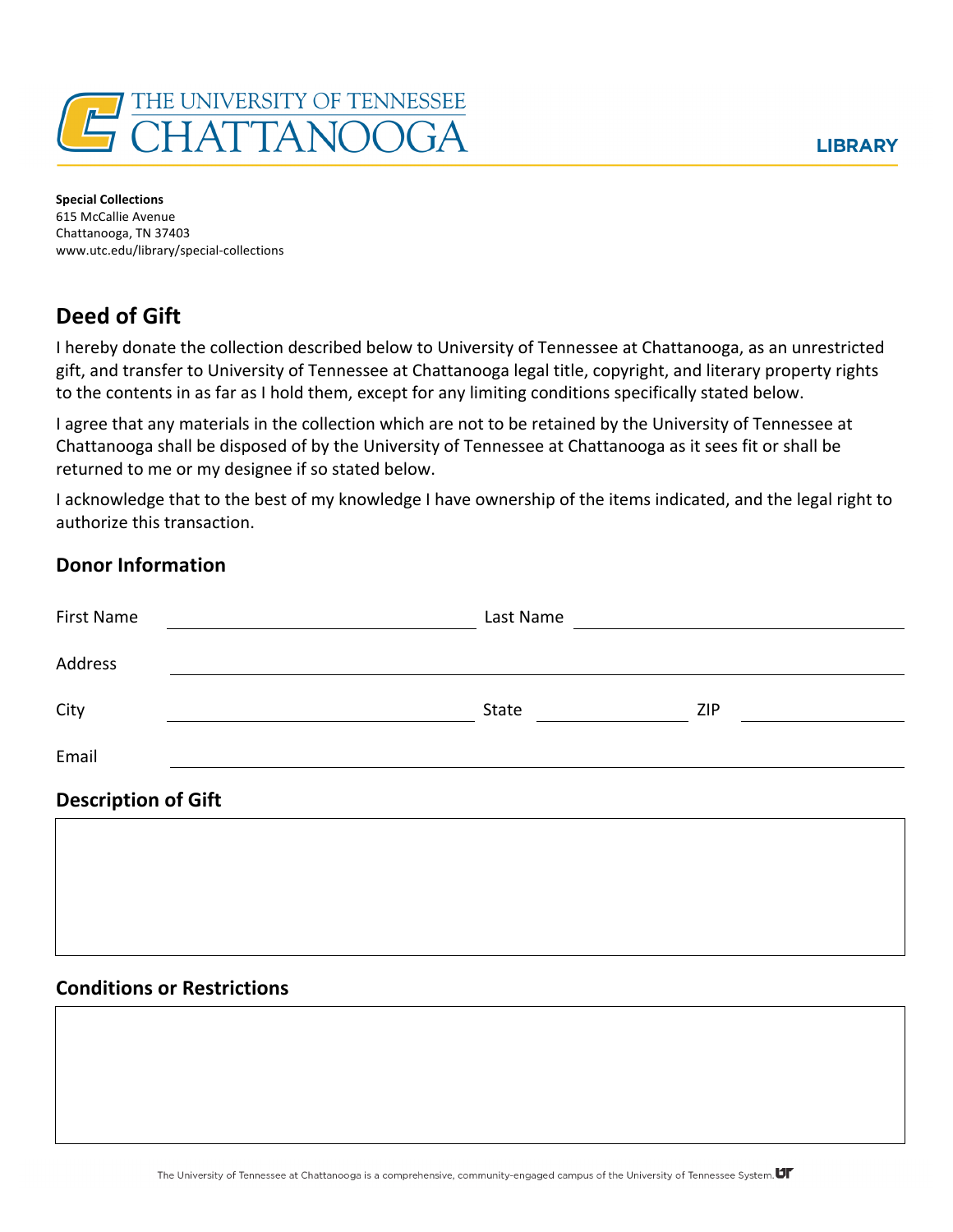THE UNIVERSITY OF TENNESSEE CHATTANOOGA

LIBRARY

**Special Collections**
615 McCallie Avenue
Chattanooga, TN 37403
www.utc.edu/library/special-collections

## Deed of Gift

I hereby donate the collection described below to University of Tennessee at Chattanooga, as an unrestricted gift, and transfer to University of Tennessee at Chattanooga legal title, copyright, and literary property rights to the contents in as far as I hold them, except for any limiting conditions specifically stated below.

I agree that any materials in the collection which are not to be retained by the University of Tennessee at Chattanooga shall be disposed of by the University of Tennessee at Chattanooga as it sees fit or shall be returned to me or my designee if so stated below.

I acknowledge that to the best of my knowledge I have ownership of the items indicated, and the legal right to authorize this transaction.

## Donor Information

First Name ______________________ Last Name ______________________

Address ______________________________________________

City ______________________ State ____________ ZIP ____________

Email ______________________________________________

## Description of Gift

## Conditions or Restrictions

The University of Tennessee at Chattanooga is a comprehensive, community-engaged campus of the University of Tennessee System.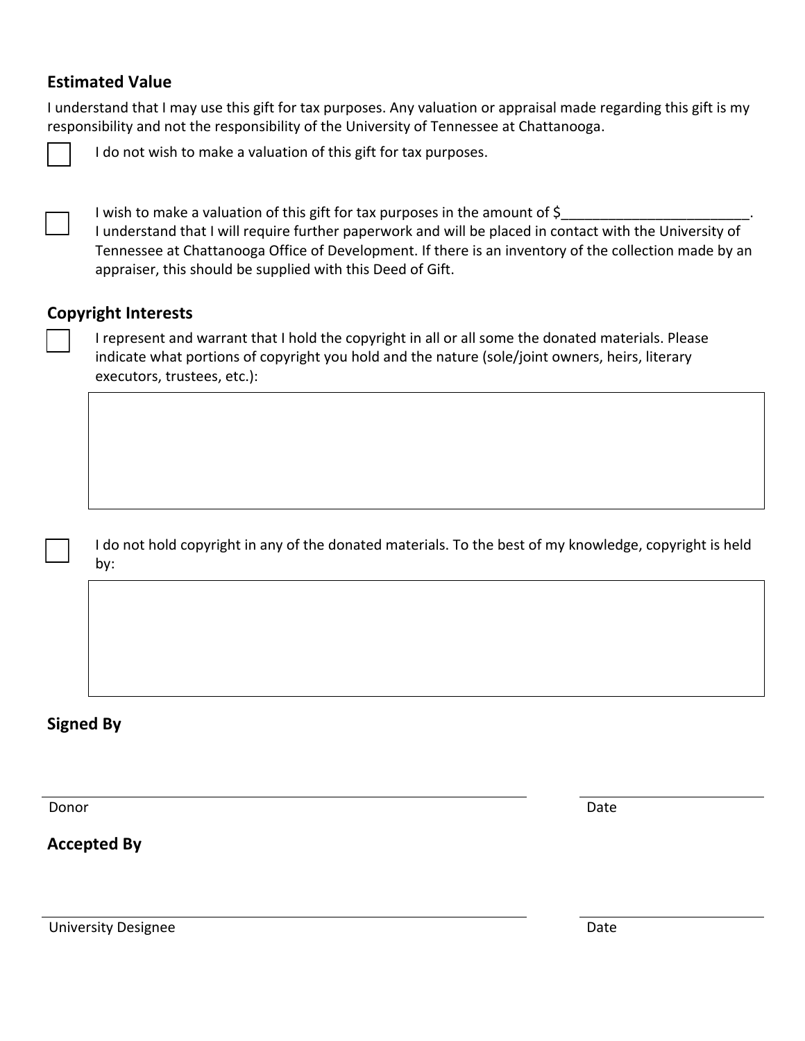## Estimated Value

I understand that I may use this gift for tax purposes. Any valuation or appraisal made regarding this gift is my responsibility and not the responsibility of the University of Tennessee at Chattanooga.

☐ I do not wish to make a valuation of this gift for tax purposes.

☐ I wish to make a valuation of this gift for tax purposes in the amount of $________________________. I understand that I will require further paperwork and will be placed in contact with the University of Tennessee at Chattanooga Office of Development. If there is an inventory of the collection made by an appraiser, this should be supplied with this Deed of Gift.

## Copyright Interests

☐ I represent and warrant that I hold the copyright in all or all some the donated materials. Please indicate what portions of copyright you hold and the nature (sole/joint owners, heirs, literary executors, trustees, etc.):

☐ I do not hold copyright in any of the donated materials. To the best of my knowledge, copyright is held by:

## Signed By

______________________________ ______________

Donor Date

## Accepted By

______________________________ ______________

University Designee Date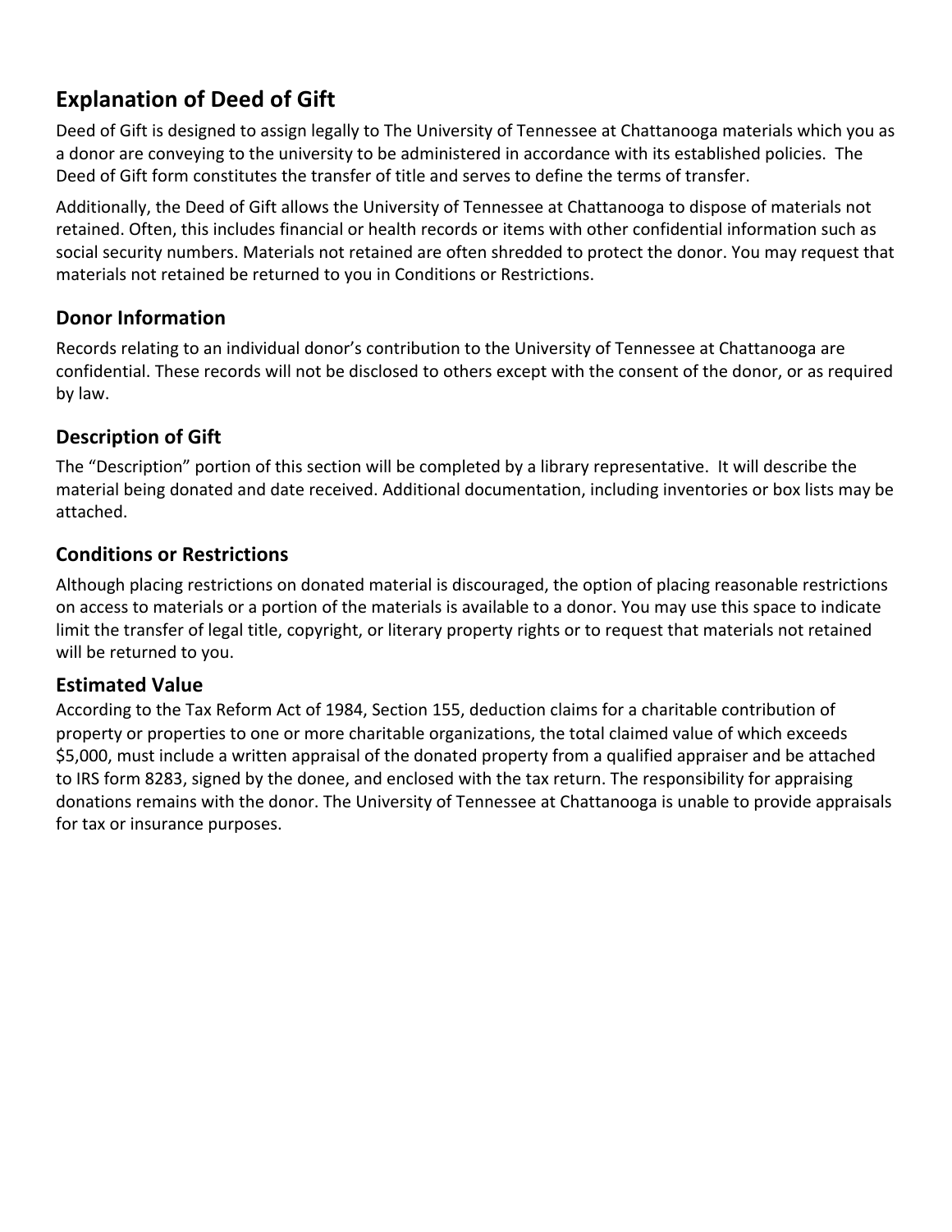## Explanation of Deed of Gift

Deed of Gift is designed to assign legally to The University of Tennessee at Chattanooga materials which you as a donor are conveying to the university to be administered in accordance with its established policies. The Deed of Gift form constitutes the transfer of title and serves to define the terms of transfer.

Additionally, the Deed of Gift allows the University of Tennessee at Chattanooga to dispose of materials not retained. Often, this includes financial or health records or items with other confidential information such as social security numbers. Materials not retained are often shredded to protect the donor. You may request that materials not retained be returned to you in Conditions or Restrictions.

### Donor Information

Records relating to an individual donor's contribution to the University of Tennessee at Chattanooga are confidential. These records will not be disclosed to others except with the consent of the donor, or as required by law.

### Description of Gift

The "Description" portion of this section will be completed by a library representative. It will describe the material being donated and date received. Additional documentation, including inventories or box lists may be attached.

### Conditions or Restrictions

Although placing restrictions on donated material is discouraged, the option of placing reasonable restrictions on access to materials or a portion of the materials is available to a donor. You may use this space to indicate limit the transfer of legal title, copyright, or literary property rights or to request that materials not retained will be returned to you.

### Estimated Value

According to the Tax Reform Act of 1984, Section 155, deduction claims for a charitable contribution of property or properties to one or more charitable organizations, the total claimed value of which exceeds $5,000, must include a written appraisal of the donated property from a qualified appraiser and be attached to IRS form 8283, signed by the donee, and enclosed with the tax return. The responsibility for appraising donations remains with the donor. The University of Tennessee at Chattanooga is unable to provide appraisals for tax or insurance purposes.